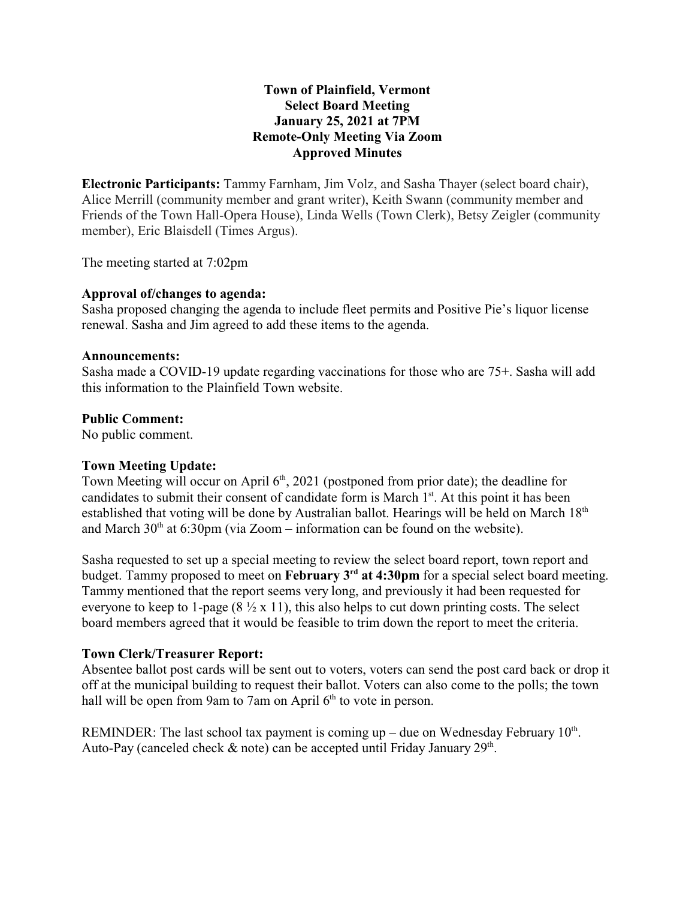**Town of Plainfield, Vermont**
**Select Board Meeting**
**January 25, 2021 at 7PM**
**Remote-Only Meeting Via Zoom**
**Approved Minutes**

**Electronic Participants:** Tammy Farnham, Jim Volz, and Sasha Thayer (select board chair), Alice Merrill (community member and grant writer), Keith Swann (community member and Friends of the Town Hall-Opera House), Linda Wells (Town Clerk), Betsy Zeigler (community member), Eric Blaisdell (Times Argus).

The meeting started at 7:02pm

**Approval of/changes to agenda:**
Sasha proposed changing the agenda to include fleet permits and Positive Pie's liquor license renewal. Sasha and Jim agreed to add these items to the agenda.

**Announcements:**
Sasha made a COVID-19 update regarding vaccinations for those who are 75+. Sasha will add this information to the Plainfield Town website.

**Public Comment:**
No public comment.

**Town Meeting Update:**
Town Meeting will occur on April 6th, 2021 (postponed from prior date); the deadline for candidates to submit their consent of candidate form is March 1st. At this point it has been established that voting will be done by Australian ballot. Hearings will be held on March 18th and March 30th at 6:30pm (via Zoom – information can be found on the website).

Sasha requested to set up a special meeting to review the select board report, town report and budget. Tammy proposed to meet on **February 3rd at 4:30pm** for a special select board meeting. Tammy mentioned that the report seems very long, and previously it had been requested for everyone to keep to 1-page (8 ½ x 11), this also helps to cut down printing costs. The select board members agreed that it would be feasible to trim down the report to meet the criteria.

**Town Clerk/Treasurer Report:**
Absentee ballot post cards will be sent out to voters, voters can send the post card back or drop it off at the municipal building to request their ballot. Voters can also come to the polls; the town hall will be open from 9am to 7am on April 6th to vote in person.

REMINDER: The last school tax payment is coming up – due on Wednesday February 10th. Auto-Pay (canceled check & note) can be accepted until Friday January 29th.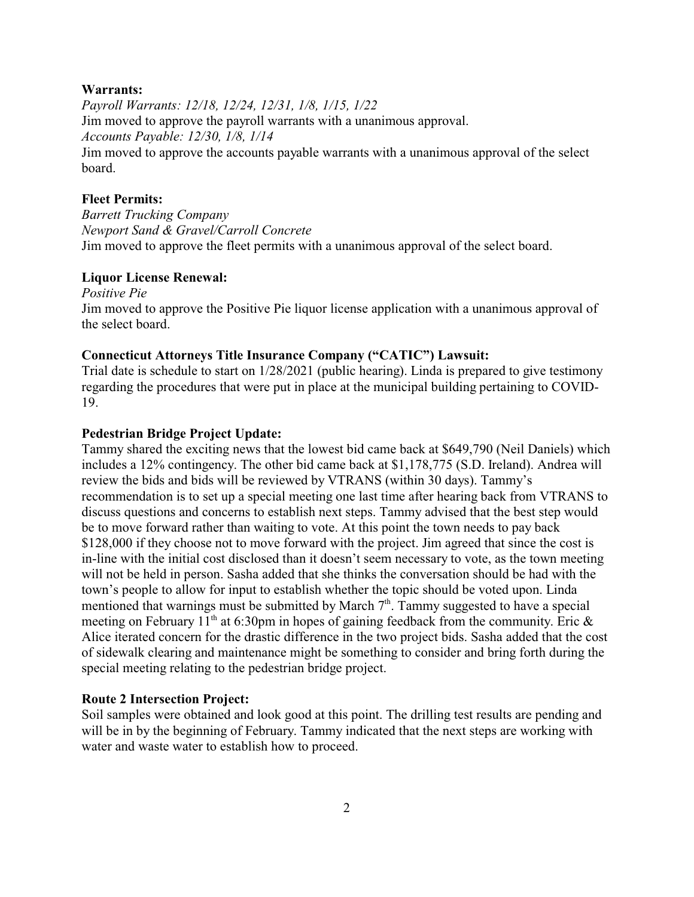**Warrants:**

*Payroll Warrants: 12/18, 12/24, 12/31, 1/8, 1/15, 1/22*

Jim moved to approve the payroll warrants with a unanimous approval.

*Accounts Payable: 12/30, 1/8, 1/14*

Jim moved to approve the accounts payable warrants with a unanimous approval of the select board.

**Fleet Permits:**

*Barrett Trucking Company*

*Newport Sand & Gravel/Carroll Concrete*

Jim moved to approve the fleet permits with a unanimous approval of the select board.

**Liquor License Renewal:**

*Positive Pie*

Jim moved to approve the Positive Pie liquor license application with a unanimous approval of the select board.

**Connecticut Attorneys Title Insurance Company ("CATIC") Lawsuit:**

Trial date is schedule to start on 1/28/2021 (public hearing). Linda is prepared to give testimony regarding the procedures that were put in place at the municipal building pertaining to COVID-19.

**Pedestrian Bridge Project Update:**

Tammy shared the exciting news that the lowest bid came back at $649,790 (Neil Daniels) which includes a 12% contingency. The other bid came back at $1,178,775 (S.D. Ireland). Andrea will review the bids and bids will be reviewed by VTRANS (within 30 days). Tammy's recommendation is to set up a special meeting one last time after hearing back from VTRANS to discuss questions and concerns to establish next steps. Tammy advised that the best step would be to move forward rather than waiting to vote. At this point the town needs to pay back $128,000 if they choose not to move forward with the project. Jim agreed that since the cost is in-line with the initial cost disclosed than it doesn't seem necessary to vote, as the town meeting will not be held in person. Sasha added that she thinks the conversation should be had with the town's people to allow for input to establish whether the topic should be voted upon. Linda mentioned that warnings must be submitted by March 7th. Tammy suggested to have a special meeting on February 11th at 6:30pm in hopes of gaining feedback from the community. Eric & Alice iterated concern for the drastic difference in the two project bids. Sasha added that the cost of sidewalk clearing and maintenance might be something to consider and bring forth during the special meeting relating to the pedestrian bridge project.

**Route 2 Intersection Project:**

Soil samples were obtained and look good at this point. The drilling test results are pending and will be in by the beginning of February. Tammy indicated that the next steps are working with water and waste water to establish how to proceed.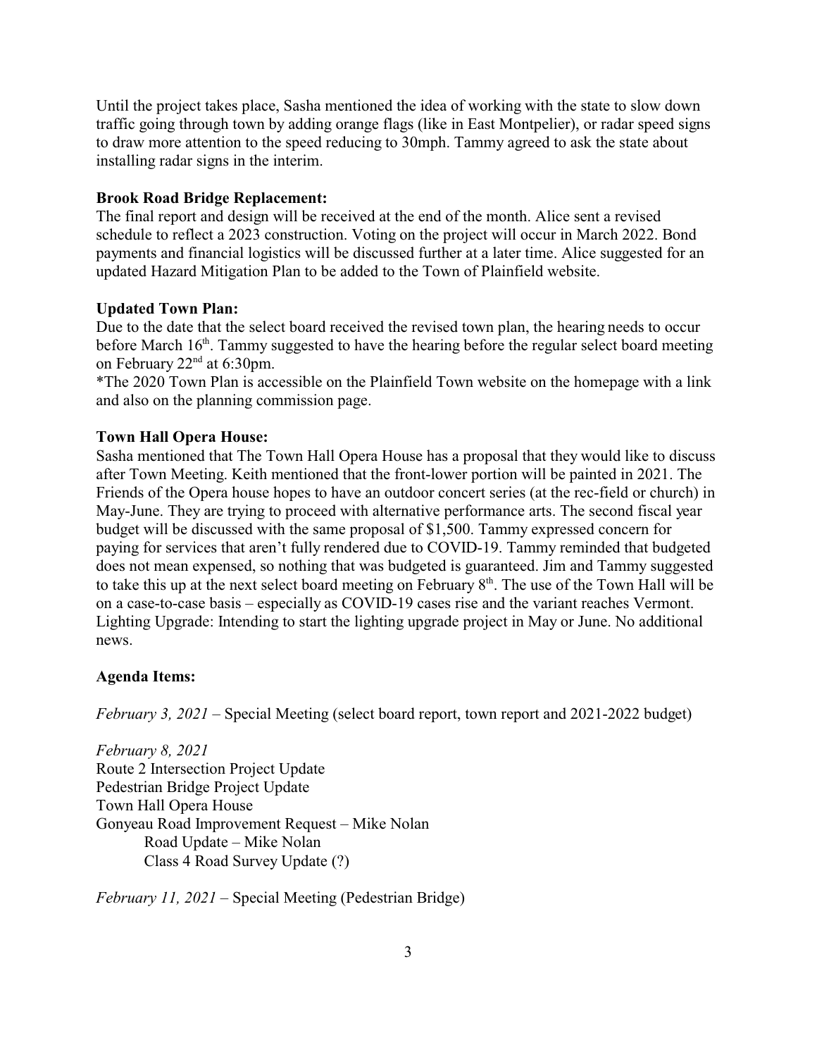Until the project takes place, Sasha mentioned the idea of working with the state to slow down traffic going through town by adding orange flags (like in East Montpelier), or radar speed signs to draw more attention to the speed reducing to 30mph. Tammy agreed to ask the state about installing radar signs in the interim.

**Brook Road Bridge Replacement:**
The final report and design will be received at the end of the month. Alice sent a revised schedule to reflect a 2023 construction. Voting on the project will occur in March 2022. Bond payments and financial logistics will be discussed further at a later time. Alice suggested for an updated Hazard Mitigation Plan to be added to the Town of Plainfield website.

**Updated Town Plan:**
Due to the date that the select board received the revised town plan, the hearing needs to occur before March 16th. Tammy suggested to have the hearing before the regular select board meeting on February 22nd at 6:30pm.
*The 2020 Town Plan is accessible on the Plainfield Town website on the homepage with a link and also on the planning commission page.

**Town Hall Opera House:**
Sasha mentioned that The Town Hall Opera House has a proposal that they would like to discuss after Town Meeting. Keith mentioned that the front-lower portion will be painted in 2021. The Friends of the Opera house hopes to have an outdoor concert series (at the rec-field or church) in May-June. They are trying to proceed with alternative performance arts. The second fiscal year budget will be discussed with the same proposal of $1,500. Tammy expressed concern for paying for services that aren't fully rendered due to COVID-19. Tammy reminded that budgeted does not mean expensed, so nothing that was budgeted is guaranteed. Jim and Tammy suggested to take this up at the next select board meeting on February 8th. The use of the Town Hall will be on a case-to-case basis – especially as COVID-19 cases rise and the variant reaches Vermont.
Lighting Upgrade: Intending to start the lighting upgrade project in May or June. No additional news.

**Agenda Items:**

*February 3, 2021* – Special Meeting (select board report, town report and 2021-2022 budget)

*February 8, 2021*
Route 2 Intersection Project Update
Pedestrian Bridge Project Update
Town Hall Opera House
Gonyeau Road Improvement Request – Mike Nolan
  Road Update – Mike Nolan
  Class 4 Road Survey Update (?)

*February 11, 2021* – Special Meeting (Pedestrian Bridge)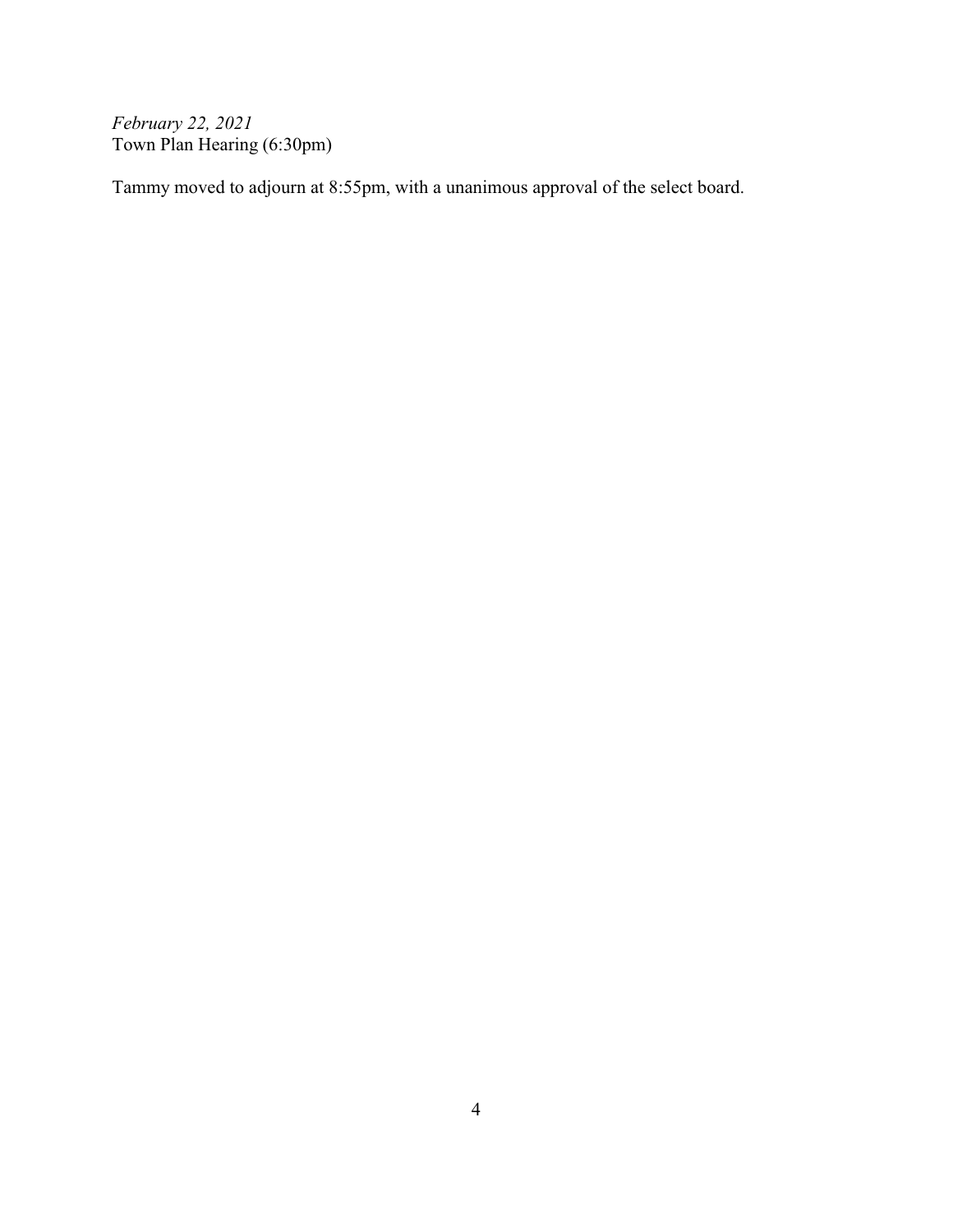*February 22, 2021*
Town Plan Hearing (6:30pm)

Tammy moved to adjourn at 8:55pm, with a unanimous approval of the select board.